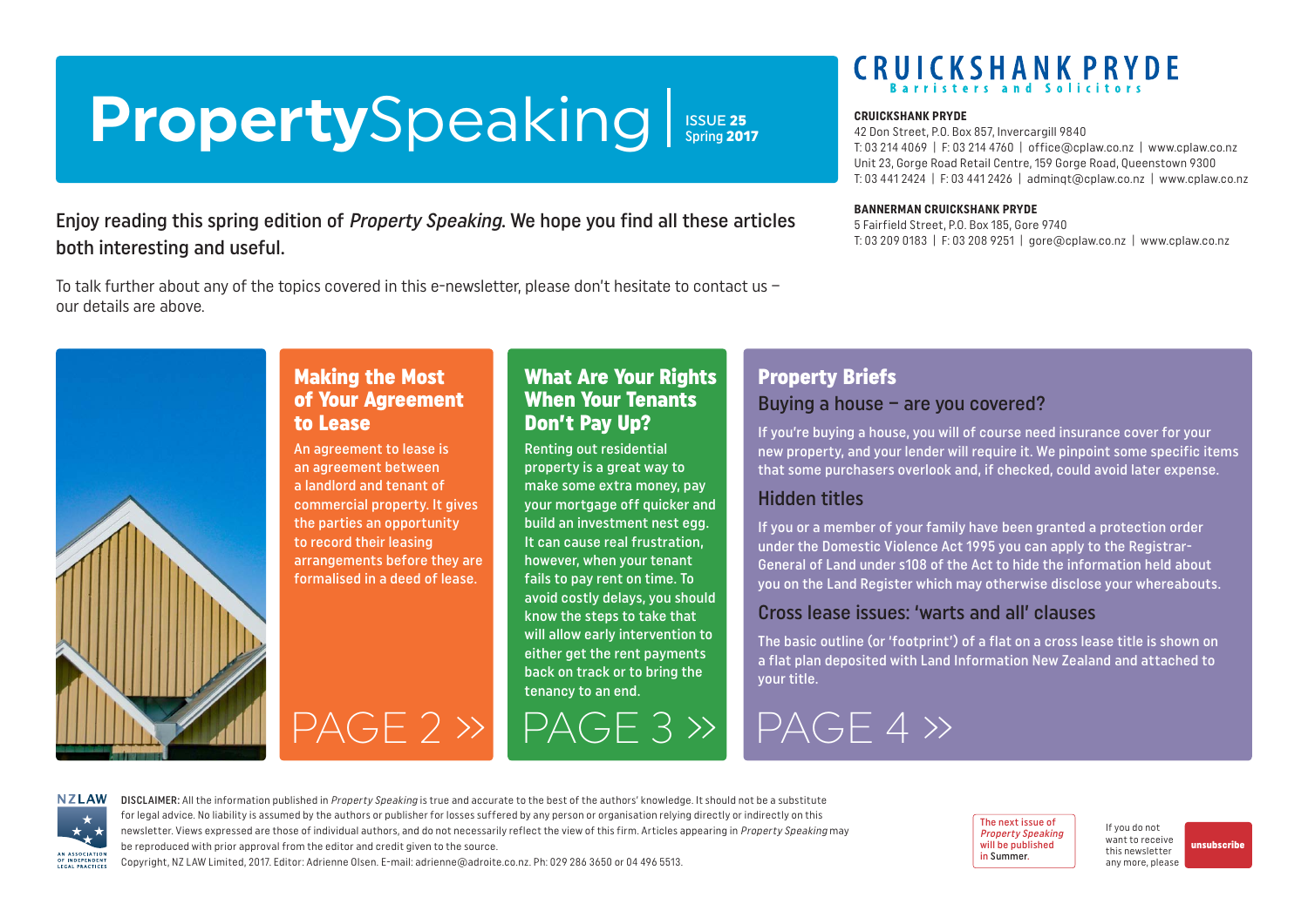# **Property**Speaking

ISSUE **25**
Spring **2017**

**CRUICKSHANK PRYDE**
Barristers and Solicitors

**CRUICKSHANK PRYDE**
42 Don Street, P.O. Box 857, Invercargill 9840
T: 03 214 4069 | F: 03 214 4760 | office@cplaw.co.nz | www.cplaw.co.nz
Unit 23, Gorge Road Retail Centre, 159 Gorge Road, Queenstown 9300
T: 03 441 2424 | F: 03 441 2426 | adminqt@cplaw.co.nz | www.cplaw.co.nz

**BANNERMAN CRUICKSHANK PRYDE**
5 Fairfield Street, P.O. Box 185, Gore 9740
T: 03 209 0183 | F: 03 208 9251 | gore@cplaw.co.nz | www.cplaw.co.nz

Enjoy reading this spring edition of *Property Speaking*. We hope you find all these articles both interesting and useful.

To talk further about any of the topics covered in this e-newsletter, please don't hesitate to contact us – our details are above.

## Making the Most of Your Agreement to Lease

An agreement to lease is an agreement between a landlord and tenant of commercial property. It gives the parties an opportunity to record their leasing arrangements before they are formalised in a deed of lease.

PAGE 2 »

## What Are Your Rights When Your Tenants Don't Pay Up?

Renting out residential property is a great way to make some extra money, pay your mortgage off quicker and build an investment nest egg. It can cause real frustration, however, when your tenant fails to pay rent on time. To avoid costly delays, you should know the steps to take that will allow early intervention to either get the rent payments back on track or to bring the tenancy to an end.

PAGE 3 »

## Property Briefs

### Buying a house – are you covered?

If you're buying a house, you will of course need insurance cover for your new property, and your lender will require it. We pinpoint some specific items that some purchasers overlook and, if checked, could avoid later expense.

### Hidden titles

If you or a member of your family have been granted a protection order under the Domestic Violence Act 1995 you can apply to the Registrar-General of Land under s108 of the Act to hide the information held about you on the Land Register which may otherwise disclose your whereabouts.

### Cross lease issues: 'warts and all' clauses

The basic outline (or 'footprint') of a flat on a cross lease title is shown on a flat plan deposited with Land Information New Zealand and attached to your title.

PAGE 4 »

NZLAW
AN ASSOCIATION OF INDEPENDENT LEGAL PRACTICES

**DISCLAIMER:** All the information published in *Property Speaking* is true and accurate to the best of the authors' knowledge. It should not be a substitute for legal advice. No liability is assumed by the authors or publisher for losses suffered by any person or organisation relying directly or indirectly on this newsletter. Views expressed are those of individual authors, and do not necessarily reflect the view of this firm. Articles appearing in *Property Speaking* may be reproduced with prior approval from the editor and credit given to the source.
Copyright, NZ LAW Limited, 2017. Editor: Adrienne Olsen. E-mail: adrienne@adroite.co.nz. Ph: 029 286 3650 or 04 496 5513.

The next issue of *Property Speaking* will be published in Summer.

If you do not want to receive this newsletter any more, please **unsubscribe**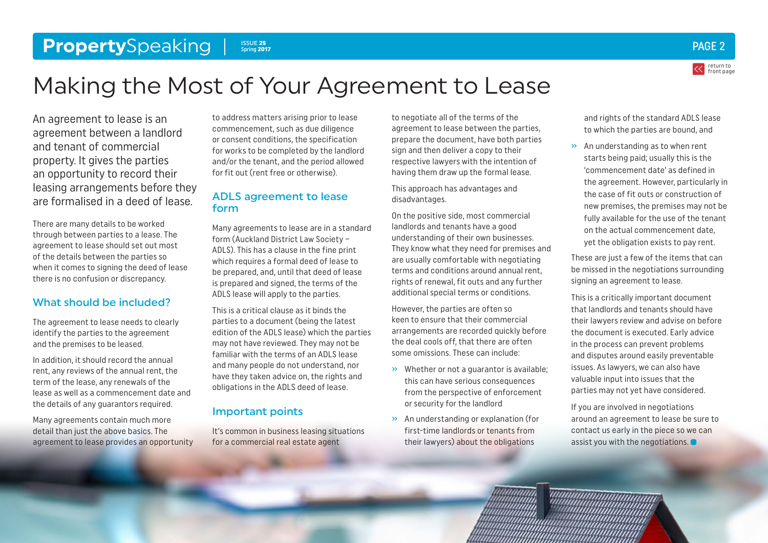# Making the Most of Your Agreement to Lease

An agreement to lease is an agreement between a landlord and tenant of commercial property. It gives the parties an opportunity to record their leasing arrangements before they are formalised in a deed of lease.

There are many details to be worked through between parties to a lease. The agreement to lease should set out most of the details between the parties so when it comes to signing the deed of lease there is no confusion or discrepancy.

## What should be included?

The agreement to lease needs to clearly identify the parties to the agreement and the premises to be leased.

In addition, it should record the annual rent, any reviews of the annual rent, the term of the lease, any renewals of the lease as well as a commencement date and the details of any guarantors required.

Many agreements contain much more detail than just the above basics. The agreement to lease provides an opportunity to address matters arising prior to lease commencement, such as due diligence or consent conditions, the specification for works to be completed by the landlord and/or the tenant, and the period allowed for fit out (rent free or otherwise).

## ADLS agreement to lease form

Many agreements to lease are in a standard form (Auckland District Law Society – ADLS). This has a clause in the fine print which requires a formal deed of lease to be prepared, and, until that deed of lease is prepared and signed, the terms of the ADLS lease will apply to the parties.

This is a critical clause as it binds the parties to a document (being the latest edition of the ADLS lease) which the parties may not have reviewed. They may not be familiar with the terms of an ADLS lease and many people do not understand, nor have they taken advice on, the rights and obligations in the ADLS deed of lease.

## Important points

It's common in business leasing situations for a commercial real estate agent to negotiate all of the terms of the agreement to lease between the parties, prepare the document, have both parties sign and then deliver a copy to their respective lawyers with the intention of having them draw up the formal lease.

This approach has advantages and disadvantages.

On the positive side, most commercial landlords and tenants have a good understanding of their own businesses. They know what they need for premises and are usually comfortable with negotiating terms and conditions around annual rent, rights of renewal, fit outs and any further additional special terms or conditions.

However, the parties are often so keen to ensure that their commercial arrangements are recorded quickly before the deal cools off, that there are often some omissions. These can include:

- Whether or not a guarantor is available; this can have serious consequences from the perspective of enforcement or security for the landlord
- An understanding or explanation (for first-time landlords or tenants from their lawyers) about the obligations and rights of the standard ADLS lease to which the parties are bound, and
- An understanding as to when rent starts being paid; usually this is the 'commencement date' as defined in the agreement. However, particularly in the case of fit outs or construction of new premises, the premises may not be fully available for the use of the tenant on the actual commencement date, yet the obligation exists to pay rent.

These are just a few of the items that can be missed in the negotiations surrounding signing an agreement to lease.

This is a critically important document that landlords and tenants should have their lawyers review and advise on before the document is executed. Early advice in the process can prevent problems and disputes around easily preventable issues. As lawyers, we can also have valuable input into issues that the parties may not yet have considered.

If you are involved in negotiations around an agreement to lease be sure to contact us early in the piece so we can assist you with the negotiations.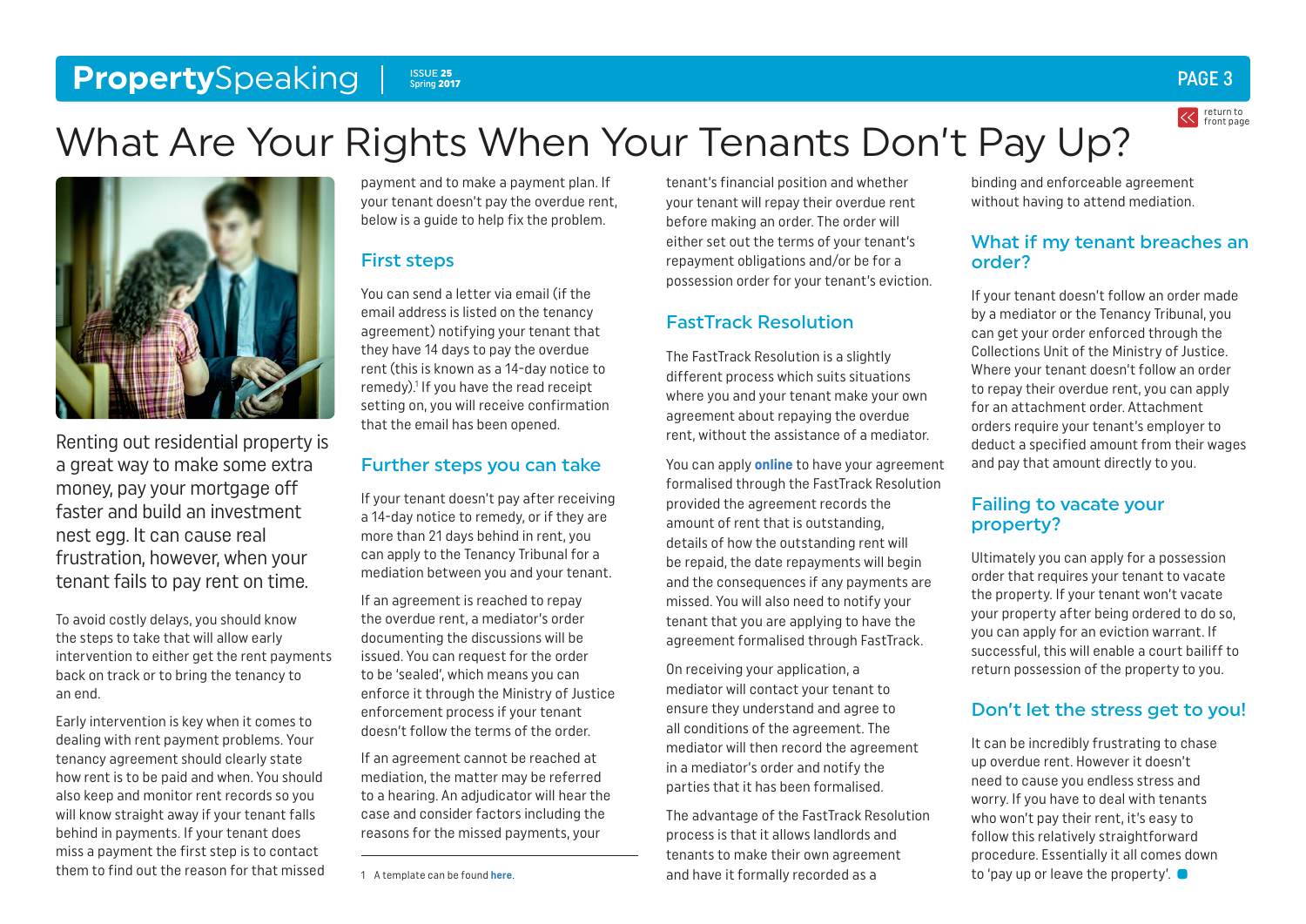# What Are Your Rights When Your Tenants Don't Pay Up?

Renting out residential property is a great way to make some extra money, pay your mortgage off faster and build an investment nest egg. It can cause real frustration, however, when your tenant fails to pay rent on time.

To avoid costly delays, you should know the steps to take that will allow early intervention to either get the rent payments back on track or to bring the tenancy to an end.

Early intervention is key when it comes to dealing with rent payment problems. Your tenancy agreement should clearly state how rent is to be paid and when. You should also keep and monitor rent records so you will know straight away if your tenant falls behind in payments. If your tenant does miss a payment the first step is to contact them to find out the reason for that missed payment and to make a payment plan. If your tenant doesn't pay the overdue rent, below is a guide to help fix the problem.

## First steps

You can send a letter via email (if the email address is listed on the tenancy agreement) notifying your tenant that they have 14 days to pay the overdue rent (this is known as a 14-day notice to remedy).[1] If you have the read receipt setting on, you will receive confirmation that the email has been opened.

## Further steps you can take

If your tenant doesn't pay after receiving a 14-day notice to remedy, or if they are more than 21 days behind in rent, you can apply to the Tenancy Tribunal for a mediation between you and your tenant.

If an agreement is reached to repay the overdue rent, a mediator's order documenting the discussions will be issued. You can request for the order to be 'sealed', which means you can enforce it through the Ministry of Justice enforcement process if your tenant doesn't follow the terms of the order.

If an agreement cannot be reached at mediation, the matter may be referred to a hearing. An adjudicator will hear the case and consider factors including the reasons for the missed payments, your tenant's financial position and whether your tenant will repay their overdue rent before making an order. The order will either set out the terms of your tenant's repayment obligations and/or be for a possession order for your tenant's eviction.

## FastTrack Resolution

The FastTrack Resolution is a slightly different process which suits situations where you and your tenant make your own agreement about repaying the overdue rent, without the assistance of a mediator.

You can apply **online** to have your agreement formalised through the FastTrack Resolution provided the agreement records the amount of rent that is outstanding, details of how the outstanding rent will be repaid, the date repayments will begin and the consequences if any payments are missed. You will also need to notify your tenant that you are applying to have the agreement formalised through FastTrack.

On receiving your application, a mediator will contact your tenant to ensure they understand and agree to all conditions of the agreement. The mediator will then record the agreement in a mediator's order and notify the parties that it has been formalised.

The advantage of the FastTrack Resolution process is that it allows landlords and tenants to make their own agreement and have it formally recorded as a binding and enforceable agreement without having to attend mediation.

## What if my tenant breaches an order?

If your tenant doesn't follow an order made by a mediator or the Tenancy Tribunal, you can get your order enforced through the Collections Unit of the Ministry of Justice. Where your tenant doesn't follow an order to repay their overdue rent, you can apply for an attachment order. Attachment orders require your tenant's employer to deduct a specified amount from their wages and pay that amount directly to you.

## Failing to vacate your property?

Ultimately you can apply for a possession order that requires your tenant to vacate the property. If your tenant won't vacate your property after being ordered to do so, you can apply for an eviction warrant. If successful, this will enable a court bailiff to return possession of the property to you.

## Don't let the stress get to you!

It can be incredibly frustrating to chase up overdue rent. However it doesn't need to cause you endless stress and worry. If you have to deal with tenants who won't pay their rent, it's easy to follow this relatively straightforward procedure. Essentially it all comes down to 'pay up or leave the property'.

---

1 A template can be found **here**.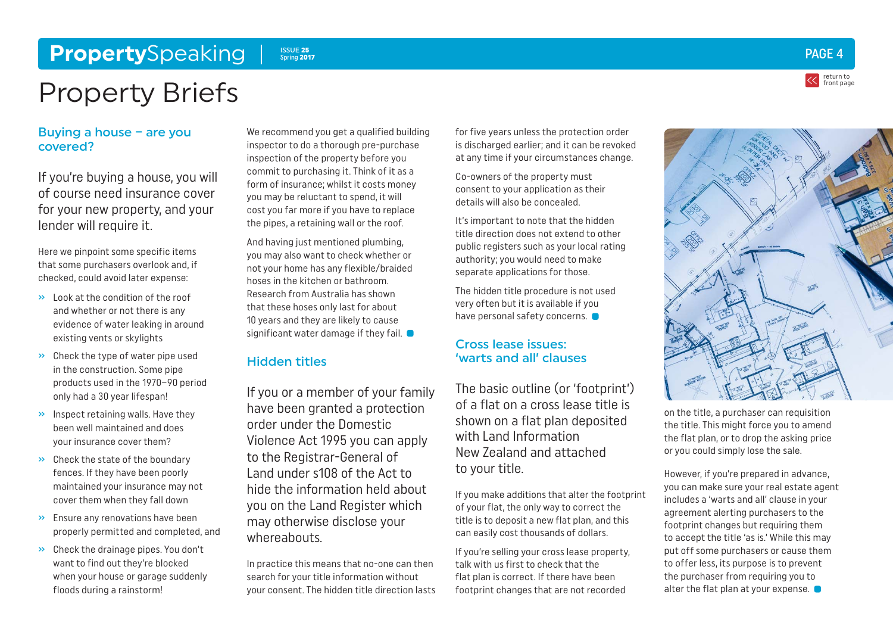# Property Briefs

## Buying a house – are you covered?

If you're buying a house, you will of course need insurance cover for your new property, and your lender will require it.

Here we pinpoint some specific items that some purchasers overlook and, if checked, could avoid later expense:

- Look at the condition of the roof and whether or not there is any evidence of water leaking in around existing vents or skylights
- Check the type of water pipe used in the construction. Some pipe products used in the 1970–90 period only had a 30 year lifespan!
- Inspect retaining walls. Have they been well maintained and does your insurance cover them?
- Check the state of the boundary fences. If they have been poorly maintained your insurance may not cover them when they fall down
- Ensure any renovations have been properly permitted and completed, and
- Check the drainage pipes. You don't want to find out they're blocked when your house or garage suddenly floods during a rainstorm!

We recommend you get a qualified building inspector to do a thorough pre-purchase inspection of the property before you commit to purchasing it. Think of it as a form of insurance; whilst it costs money you may be reluctant to spend, it will cost you far more if you have to replace the pipes, a retaining wall or the roof.

And having just mentioned plumbing, you may also want to check whether or not your home has any flexible/braided hoses in the kitchen or bathroom. Research from Australia has shown that these hoses only last for about 10 years and they are likely to cause significant water damage if they fail.

## Hidden titles

If you or a member of your family have been granted a protection order under the Domestic Violence Act 1995 you can apply to the Registrar-General of Land under s108 of the Act to hide the information held about you on the Land Register which may otherwise disclose your whereabouts.

In practice this means that no-one can then search for your title information without your consent. The hidden title direction lasts for five years unless the protection order is discharged earlier; and it can be revoked at any time if your circumstances change.

Co-owners of the property must consent to your application as their details will also be concealed.

It's important to note that the hidden title direction does not extend to other public registers such as your local rating authority; you would need to make separate applications for those.

The hidden title procedure is not used very often but it is available if you have personal safety concerns.

## Cross lease issues: 'warts and all' clauses

The basic outline (or 'footprint') of a flat on a cross lease title is shown on a flat plan deposited with Land Information New Zealand and attached to your title.

If you make additions that alter the footprint of your flat, the only way to correct the title is to deposit a new flat plan, and this can easily cost thousands of dollars.

If you're selling your cross lease property, talk with us first to check that the flat plan is correct. If there have been footprint changes that are not recorded on the title, a purchaser can requisition the title. This might force you to amend the flat plan, or to drop the asking price or you could simply lose the sale.

However, if you're prepared in advance, you can make sure your real estate agent includes a 'warts and all' clause in your agreement alerting purchasers to the footprint changes but requiring them to accept the title 'as is.' While this may put off some purchasers or cause them to offer less, its purpose is to prevent the purchaser from requiring you to alter the flat plan at your expense.